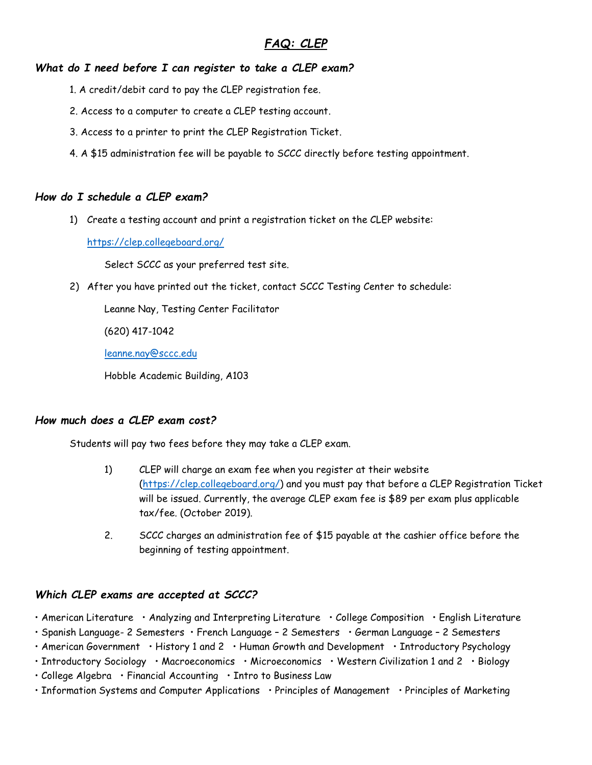# *FAQ: CLEP*

### *What do I need before I can register to take a CLEP exam?*

1. A credit/debit card to pay the CLEP registration fee.
2. Access to a computer to create a CLEP testing account.
3. Access to a printer to print the CLEP Registration Ticket.
4. A $15 administration fee will be payable to SCCC directly before testing appointment.

### *How do I schedule a CLEP exam?*

1) Create a testing account and print a registration ticket on the CLEP website:

   https://clep.collegeboard.org/

   Select SCCC as your preferred test site.

2) After you have printed out the ticket, contact SCCC Testing Center to schedule:

   Leanne Nay, Testing Center Facilitator

   (620) 417-1042

   leanne.nay@sccc.edu

   Hobble Academic Building, A103

### *How much does a CLEP exam cost?*

Students will pay two fees before they may take a CLEP exam.

1) CLEP will charge an exam fee when you register at their website (https://clep.collegeboard.org/) and you must pay that before a CLEP Registration Ticket will be issued. Currently, the average CLEP exam fee is $89 per exam plus applicable tax/fee. (October 2019).

2. SCCC charges an administration fee of $15 payable at the cashier office before the beginning of testing appointment.

### *Which CLEP exams are accepted at SCCC?*

• American Literature • Analyzing and Interpreting Literature • College Composition • English Literature
• Spanish Language- 2 Semesters • French Language – 2 Semesters • German Language – 2 Semesters
• American Government • History 1 and 2 • Human Growth and Development • Introductory Psychology
• Introductory Sociology • Macroeconomics • Microeconomics • Western Civilization 1 and 2 • Biology
• College Algebra • Financial Accounting • Intro to Business Law
• Information Systems and Computer Applications • Principles of Management • Principles of Marketing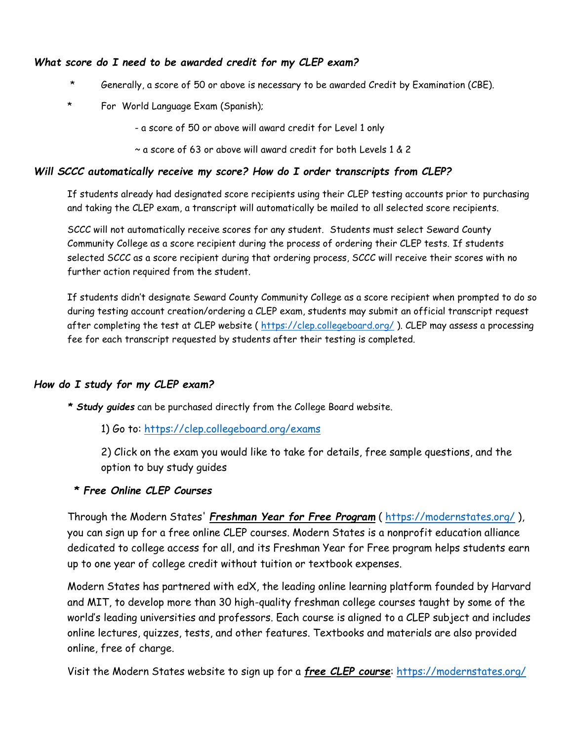### ***What score do I need to be awarded credit for my CLEP exam?***

* Generally, a score of 50 or above is necessary to be awarded Credit by Examination (CBE).
* For World Language Exam (Spanish);
  - a score of 50 or above will award credit for Level 1 only
  - ~ a score of 63 or above will award credit for both Levels 1 & 2

### ***Will SCCC automatically receive my score? How do I order transcripts from CLEP?***

If students already had designated score recipients using their CLEP testing accounts prior to purchasing and taking the CLEP exam, a transcript will automatically be mailed to all selected score recipients.

SCCC will not automatically receive scores for any student. Students must select Seward County Community College as a score recipient during the process of ordering their CLEP tests. If students selected SCCC as a score recipient during that ordering process, SCCC will receive their scores with no further action required from the student.

If students didn't designate Seward County Community College as a score recipient when prompted to do so during testing account creation/ordering a CLEP exam, students may submit an official transcript request after completing the test at CLEP website ( https://clep.collegeboard.org/ ). CLEP may assess a processing fee for each transcript requested by students after their testing is completed.

### ***How do I study for my CLEP exam?***

* ***Study guides*** can be purchased directly from the College Board website.

  1) Go to: https://clep.collegeboard.org/exams

  2) Click on the exam you would like to take for details, free sample questions, and the option to buy study guides

* ***Free Online CLEP Courses***

Through the Modern States' ***Freshman Year for Free Program*** ( https://modernstates.org/ ), you can sign up for a free online CLEP courses. Modern States is a nonprofit education alliance dedicated to college access for all, and its Freshman Year for Free program helps students earn up to one year of college credit without tuition or textbook expenses.

Modern States has partnered with edX, the leading online learning platform founded by Harvard and MIT, to develop more than 30 high-quality freshman college courses taught by some of the world's leading universities and professors. Each course is aligned to a CLEP subject and includes online lectures, quizzes, tests, and other features. Textbooks and materials are also provided online, free of charge.

Visit the Modern States website to sign up for a ***free CLEP course***: https://modernstates.org/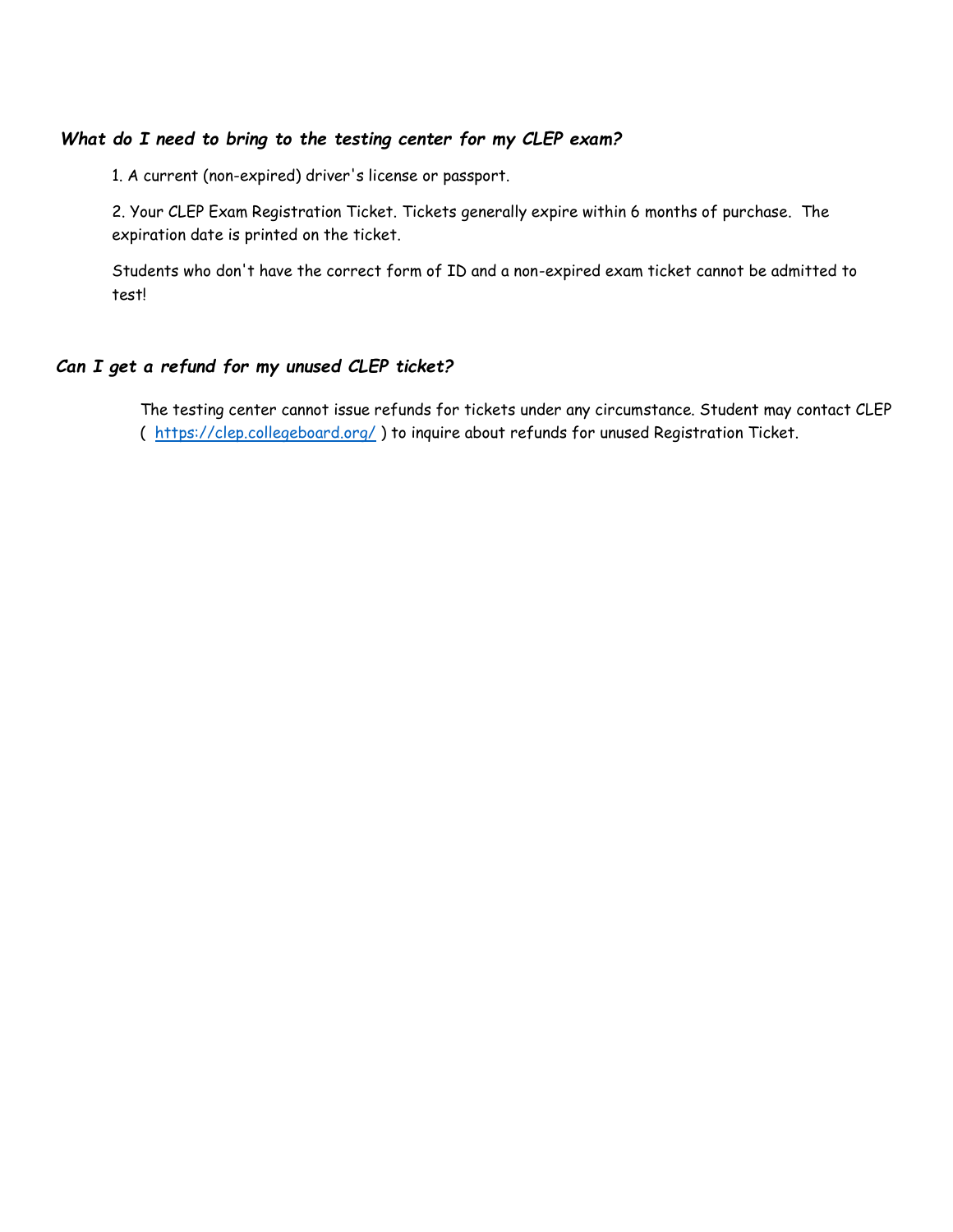### *What do I need to bring to the testing center for my CLEP exam?*

1. A current (non-expired) driver's license or passport.

2. Your CLEP Exam Registration Ticket. Tickets generally expire within 6 months of purchase. The expiration date is printed on the ticket.

Students who don't have the correct form of ID and a non-expired exam ticket cannot be admitted to test!

### *Can I get a refund for my unused CLEP ticket?*

The testing center cannot issue refunds for tickets under any circumstance. Student may contact CLEP ( [https://clep.collegeboard.org/](https://clep.collegeboard.org/) ) to inquire about refunds for unused Registration Ticket.